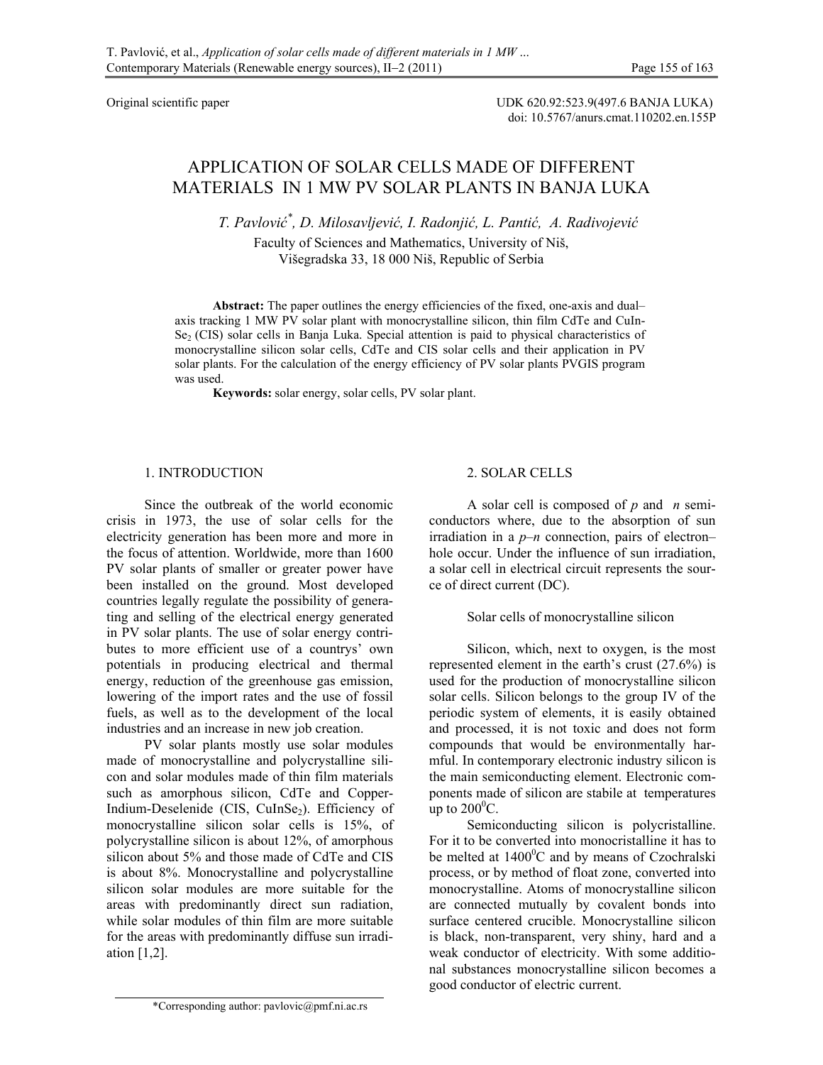Original scientific paper

UDK 620.92:523.9(497.6 BANJA LUKA)
doi: 10.5767/anurs.cmat.110202.en.155P

# APPLICATION OF SOLAR CELLS MADE OF DIFFERENT MATERIALS IN 1 MW PV SOLAR PLANTS IN BANJA LUKA

*T. Pavlović\*, D. Milosavljević, I. Radonjić, L. Pantić, A. Radivojević*

Faculty of Sciences and Mathematics, University of Niš,
Višegradska 33, 18 000 Niš, Republic of Serbia

**Abstract:** The paper outlines the energy efficiencies of the fixed, one-axis and dual–axis tracking 1 MW PV solar plant with monocrystalline silicon, thin film CdTe and CuInSe$_2$ (CIS) solar cells in Banja Luka. Special attention is paid to physical characteristics of monocrystalline silicon solar cells, CdTe and CIS solar cells and their application in PV solar plants. For the calculation of the energy efficiency of PV solar plants PVGIS program was used.

**Keywords:** solar energy, solar cells, PV solar plant.

## 1. INTRODUCTION

Since the outbreak of the world economic crisis in 1973, the use of solar cells for the electricity generation has been more and more in the focus of attention. Worldwide, more than 1600 PV solar plants of smaller or greater power have been installed on the ground. Most developed countries legally regulate the possibility of generating and selling of the electrical energy generated in PV solar plants. The use of solar energy contributes to more efficient use of a countrys' own potentials in producing electrical and thermal energy, reduction of the greenhouse gas emission, lowering of the import rates and the use of fossil fuels, as well as to the development of the local industries and an increase in new job creation.

PV solar plants mostly use solar modules made of monocrystalline and polycrystalline silicon and solar modules made of thin film materials such as amorphous silicon, CdTe and Copper-Indium-Deselenide (CIS, CuInSe$_2$). Efficiency of monocrystalline silicon solar cells is 15%, of polycrystalline silicon is about 12%, of amorphous silicon about 5% and those made of CdTe and CIS is about 8%. Monocrystalline and polycrystalline silicon solar modules are more suitable for the areas with predominantly direct sun radiation, while solar modules of thin film are more suitable for the areas with predominantly diffuse sun irradiation [1,2].

## 2. SOLAR CELLS

A solar cell is composed of *p* and *n* semiconductors where, due to the absorption of sun irradiation in a *p–n* connection, pairs of electron–hole occur. Under the influence of sun irradiation, a solar cell in electrical circuit represents the source of direct current (DC).

### Solar cells of monocrystalline silicon

Silicon, which, next to oxygen, is the most represented element in the earth's crust (27.6%) is used for the production of monocrystalline silicon solar cells. Silicon belongs to the group IV of the periodic system of elements, it is easily obtained and processed, it is not toxic and does not form compounds that would be environmentally harmful. In contemporary electronic industry silicon is the main semiconducting element. Electronic components made of silicon are stabile at temperatures up to 200$^0$C.

Semiconducting silicon is polycristalline. For it to be converted into monocristalline it has to be melted at 1400$^0$C and by means of Czochralski process, or by method of float zone, converted into monocrystalline. Atoms of monocrystalline silicon are connected mutually by covalent bonds into surface centered crucible. Monocrystalline silicon is black, non-transparent, very shiny, hard and a weak conductor of electricity. With some additional substances monocrystalline silicon becomes a good conductor of electric current.

\*Corresponding author: pavlovic@pmf.ni.ac.rs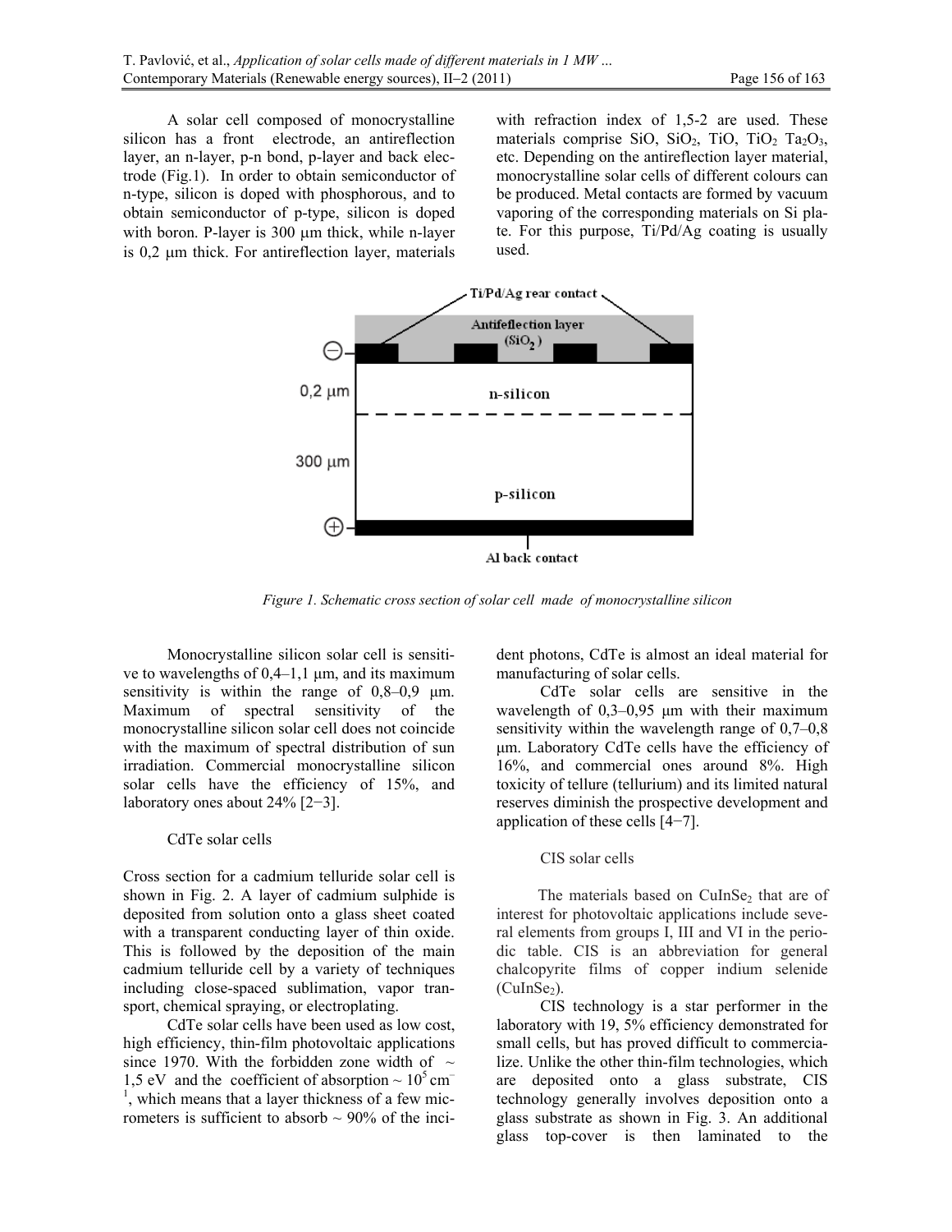A solar cell composed of monocrystalline silicon has a front electrode, an antireflection layer, an n-layer, p-n bond, p-layer and back electrode (Fig.1). In order to obtain semiconductor of n-type, silicon is doped with phosphorous, and to obtain semiconductor of p-type, silicon is doped with boron. P-layer is 300 μm thick, while n-layer is 0,2 μm thick. For antireflection layer, materials with refraction index of 1,5-2 are used. These materials comprise SiO, $SiO_2$, TiO, $TiO_2$ $Ta_2O_3$, etc. Depending on the antireflection layer material, monocrystalline solar cells of different colours can be produced. Metal contacts are formed by vacuum vaporing of the corresponding materials on Si plate. For this purpose, Ti/Pd/Ag coating is usually used.

*Figure 1. Schematic cross section of solar cell made of monocrystalline silicon*

Monocrystalline silicon solar cell is sensitive to wavelengths of 0,4–1,1 μm, and its maximum sensitivity is within the range of 0,8–0,9 μm. Maximum of spectral sensitivity of the monocrystalline silicon solar cell does not coincide with the maximum of spectral distribution of sun irradiation. Commercial monocrystalline silicon solar cells have the efficiency of 15%, and laboratory ones about 24% [2−3].

### CdTe solar cells

Cross section for a cadmium telluride solar cell is shown in Fig. 2. A layer of cadmium sulphide is deposited from solution onto a glass sheet coated with a transparent conducting layer of thin oxide. This is followed by the deposition of the main cadmium telluride cell by a variety of techniques including close-spaced sublimation, vapor transport, chemical spraying, or electroplating.

CdTe solar cells have been used as low cost, high efficiency, thin-film photovoltaic applications since 1970. With the forbidden zone width of ~ 1,5 eV and the coefficient of absorption ~ $10^5$ $cm^{-1}$, which means that a layer thickness of a few micrometers is sufficient to absorb ~ 90% of the incident photons, CdTe is almost an ideal material for manufacturing of solar cells.

CdTe solar cells are sensitive in the wavelength of 0,3–0,95 μm with their maximum sensitivity within the wavelength range of 0,7–0,8 μm. Laboratory CdTe cells have the efficiency of 16%, and commercial ones around 8%. High toxicity of tellure (tellurium) and its limited natural reserves diminish the prospective development and application of these cells [4−7].

### CIS solar cells

The materials based on $CuInSe_2$ that are of interest for photovoltaic applications include several elements from groups I, III and VI in the periodic table. CIS is an abbreviation for general chalcopyrite films of copper indium selenide ($CuInSe_2$).

CIS technology is a star performer in the laboratory with 19, 5% efficiency demonstrated for small cells, but has proved difficult to commercialize. Unlike the other thin-film technologies, which are deposited onto a glass substrate, CIS technology generally involves deposition onto a glass substrate as shown in Fig. 3. An additional glass top-cover is then laminated to the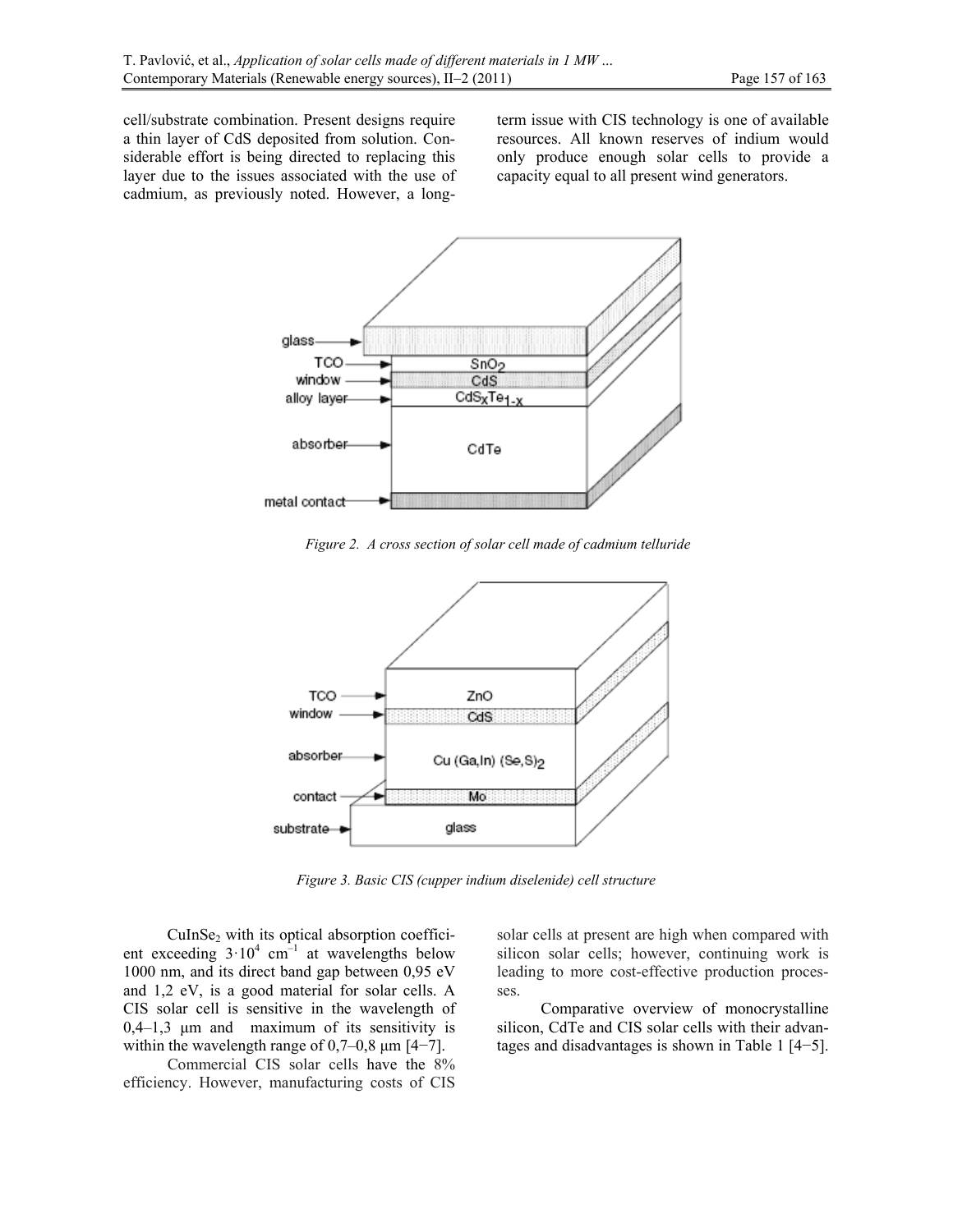cell/substrate combination. Present designs require a thin layer of CdS deposited from solution. Considerable effort is being directed to replacing this layer due to the issues associated with the use of cadmium, as previously noted. However, a long-term issue with CIS technology is one of available resources. All known reserves of indium would only produce enough solar cells to provide a capacity equal to all present wind generators.

*Figure 2. A cross section of solar cell made of cadmium telluride*

*Figure 3. Basic CIS (cupper indium diselenide) cell structure*

$CuInSe_2$ with its optical absorption coefficient exceeding $3 \cdot 10^4$ cm$^{-1}$ at wavelengths below 1000 nm, and its direct band gap between 0,95 eV and 1,2 eV, is a good material for solar cells. A CIS solar cell is sensitive in the wavelength of 0,4–1,3 μm and maximum of its sensitivity is within the wavelength range of 0,7–0,8 μm [4−7].

Commercial CIS solar cells have the 8% efficiency. However, manufacturing costs of CIS solar cells at present are high when compared with silicon solar cells; however, continuing work is leading to more cost-effective production processes.

Comparative overview of monocrystalline silicon, CdTe and CIS solar cells with their advantages and disadvantages is shown in Table 1 [4−5].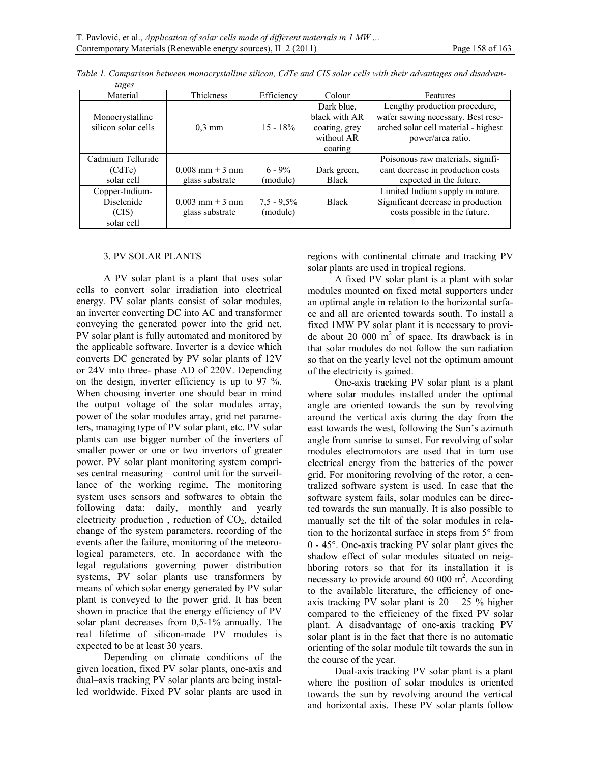*Table 1. Comparison between monocrystalline silicon, CdTe and CIS solar cells with their advantages and disadvantages*

| Material | Thickness | Efficiency | Colour | Features |
|---|---|---|---|---|
| Monocrystalline silicon solar cells | 0,3 mm | 15 - 18% | Dark blue, black with AR coating, grey without AR coating | Lengthy production procedure, wafer sawing necessary. Best researched solar cell material - highest power/area ratio. |
| Cadmium Telluride (CdTe) solar cell | 0,008 mm + 3 mm glass substrate | 6 - 9% (module) | Dark green, Black | Poisonous raw materials, significant decrease in production costs expected in the future. |
| Copper-Indium-Diselenide (CIS) solar cell | 0,003 mm + 3 mm glass substrate | 7,5 - 9,5% (module) | Black | Limited Indium supply in nature. Significant decrease in production costs possible in the future. |

## 3. PV SOLAR PLANTS

A PV solar plant is a plant that uses solar cells to convert solar irradiation into electrical energy. PV solar plants consist of solar modules, an inverter converting DC into AC and transformer conveying the generated power into the grid net. PV solar plant is fully automated and monitored by the applicable software. Inverter is a device which converts DC generated by PV solar plants of 12V or 24V into three- phase AD of 220V. Depending on the design, inverter efficiency is up to 97 %. When choosing inverter one should bear in mind the output voltage of the solar modules array, power of the solar modules array, grid net parameters, managing type of PV solar plant, etc. PV solar plants can use bigger number of the inverters of smaller power or one or two invertors of greater power. PV solar plant monitoring system comprises central measuring – control unit for the surveillance of the working regime. The monitoring system uses sensors and softwares to obtain the following data: daily, monthly and yearly electricity production , reduction of $CO_2$, detailed change of the system parameters, recording of the events after the failure, monitoring of the meteorological parameters, etc. In accordance with the legal regulations governing power distribution systems, PV solar plants use transformers by means of which solar energy generated by PV solar plant is conveyed to the power grid. It has been shown in practice that the energy efficiency of PV solar plant decreases from 0,5-1% annually. The real lifetime of silicon-made PV modules is expected to be at least 30 years.

Depending on climate conditions of the given location, fixed PV solar plants, one-axis and dual–axis tracking PV solar plants are being installed worldwide. Fixed PV solar plants are used in regions with continental climate and tracking PV solar plants are used in tropical regions.

A fixed PV solar plant is a plant with solar modules mounted on fixed metal supporters under an optimal angle in relation to the horizontal surface and all are oriented towards south. To install a fixed 1MW PV solar plant it is necessary to provide about 20 000 $m^2$ of space. Its drawback is in that solar modules do not follow the sun radiation so that on the yearly level not the optimum amount of the electricity is gained.

One-axis tracking PV solar plant is a plant where solar modules installed under the optimal angle are oriented towards the sun by revolving around the vertical axis during the day from the east towards the west, following the Sun's azimuth angle from sunrise to sunset. For revolving of solar modules electromotors are used that in turn use electrical energy from the batteries of the power grid. For monitoring revolving of the rotor, a centralized software system is used. In case that the software system fails, solar modules can be directed towards the sun manually. It is also possible to manually set the tilt of the solar modules in relation to the horizontal surface in steps from 5° from 0 - 45°. One-axis tracking PV solar plant gives the shadow effect of solar modules situated on neighboring rotors so that for its installation it is necessary to provide around 60 000 $m^2$. According to the available literature, the efficiency of one-axis tracking PV solar plant is 20 – 25 % higher compared to the efficiency of the fixed PV solar plant. A disadvantage of one-axis tracking PV solar plant is in the fact that there is no automatic orienting of the solar module tilt towards the sun in the course of the year.

Dual-axis tracking PV solar plant is a plant where the position of solar modules is oriented towards the sun by revolving around the vertical and horizontal axis. These PV solar plants follow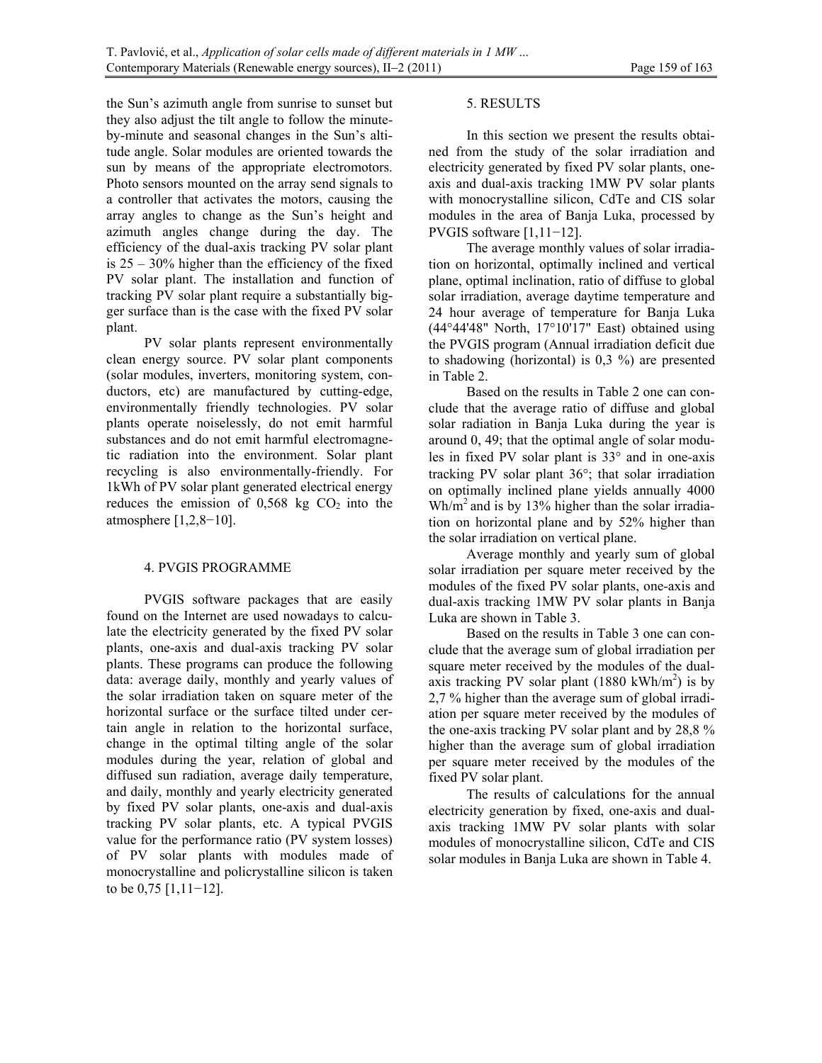the Sun's azimuth angle from sunrise to sunset but they also adjust the tilt angle to follow the minute-by-minute and seasonal changes in the Sun's altitude angle. Solar modules are oriented towards the sun by means of the appropriate electromotors. Photo sensors mounted on the array send signals to a controller that activates the motors, causing the array angles to change as the Sun's height and azimuth angles change during the day. The efficiency of the dual-axis tracking PV solar plant is 25 – 30% higher than the efficiency of the fixed PV solar plant. The installation and function of tracking PV solar plant require a substantially bigger surface than is the case with the fixed PV solar plant.

PV solar plants represent environmentally clean energy source. PV solar plant components (solar modules, inverters, monitoring system, conductors, etc) are manufactured by cutting-edge, environmentally friendly technologies. PV solar plants operate noiselessly, do not emit harmful substances and do not emit harmful electromagnetic radiation into the environment. Solar plant recycling is also environmentally-friendly. For 1kWh of PV solar plant generated electrical energy reduces the emission of 0,568 kg $CO_2$ into the atmosphere [1,2,8−10].

## 4. PVGIS PROGRAMME

PVGIS software packages that are easily found on the Internet are used nowadays to calculate the electricity generated by the fixed PV solar plants, one-axis and dual-axis tracking PV solar plants. These programs can produce the following data: average daily, monthly and yearly values of the solar irradiation taken on square meter of the horizontal surface or the surface tilted under certain angle in relation to the horizontal surface, change in the optimal tilting angle of the solar modules during the year, relation of global and diffused sun radiation, average daily temperature, and daily, monthly and yearly electricity generated by fixed PV solar plants, one-axis and dual-axis tracking PV solar plants, etc. A typical PVGIS value for the performance ratio (PV system losses) of PV solar plants with modules made of monocrystalline and policrystalline silicon is taken to be 0,75 [1,11−12].

## 5. RESULTS

In this section we present the results obtained from the study of the solar irradiation and electricity generated by fixed PV solar plants, one-axis and dual-axis tracking 1MW PV solar plants with monocrystalline silicon, CdTe and CIS solar modules in the area of Banja Luka, processed by PVGIS software [1,11−12].

The average monthly values of solar irradiation on horizontal, optimally inclined and vertical plane, optimal inclination, ratio of diffuse to global solar irradiation, average daytime temperature and 24 hour average of temperature for Banja Luka (44°44'48" North, 17°10'17" East) obtained using the PVGIS program (Annual irradiation deficit due to shadowing (horizontal) is 0,3 %) are presented in Table 2.

Based on the results in Table 2 one can conclude that the average ratio of diffuse and global solar radiation in Banja Luka during the year is around 0, 49; that the optimal angle of solar modules in fixed PV solar plant is 33° and in one-axis tracking PV solar plant 36°; that solar irradiation on optimally inclined plane yields annually 4000 Wh/m$^2$ and is by 13% higher than the solar irradiation on horizontal plane and by 52% higher than the solar irradiation on vertical plane.

Average monthly and yearly sum of global solar irradiation per square meter received by the modules of the fixed PV solar plants, one-axis and dual-axis tracking 1MW PV solar plants in Banja Luka are shown in Table 3.

Based on the results in Table 3 one can conclude that the average sum of global irradiation per square meter received by the modules of the dual-axis tracking PV solar plant (1880 kWh/m$^2$) is by 2,7 % higher than the average sum of global irradiation per square meter received by the modules of the one-axis tracking PV solar plant and by 28,8 % higher than the average sum of global irradiation per square meter received by the modules of the fixed PV solar plant.

The results of calculations for the annual electricity generation by fixed, one-axis and dual-axis tracking 1MW PV solar plants with solar modules of monocrystalline silicon, CdTe and CIS solar modules in Banja Luka are shown in Table 4.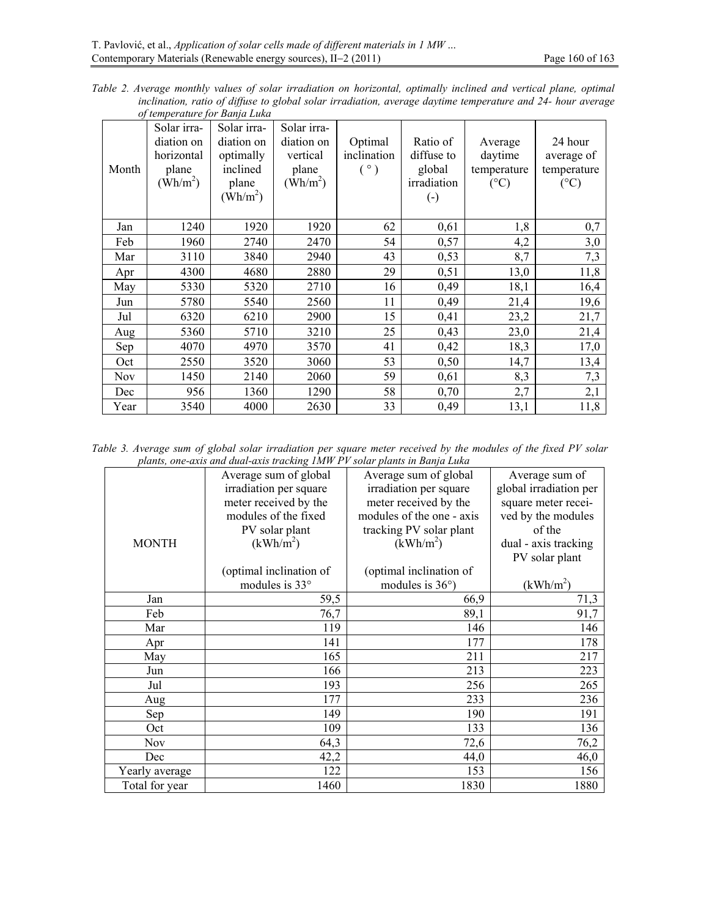*Table 2. Average monthly values of solar irradiation on horizontal, optimally inclined and vertical plane, optimal inclination, ratio of diffuse to global solar irradiation, average daytime temperature and 24- hour average of temperature for Banja Luka*

| Month | Solar irradiation on horizontal plane ($Wh/m^2$) | Solar irradiation on optimally inclined plane ($Wh/m^2$) | Solar irradiation on vertical plane ($Wh/m^2$) | Optimal inclination ( ° ) | Ratio of diffuse to global irradiation (-) | Average daytime temperature (°C) | 24 hour average of temperature (°C) |
|---|---|---|---|---|---|---|---|
| Jan | 1240 | 1920 | 1920 | 62 | 0,61 | 1,8 | 0,7 |
| Feb | 1960 | 2740 | 2470 | 54 | 0,57 | 4,2 | 3,0 |
| Mar | 3110 | 3840 | 2940 | 43 | 0,53 | 8,7 | 7,3 |
| Apr | 4300 | 4680 | 2880 | 29 | 0,51 | 13,0 | 11,8 |
| May | 5330 | 5320 | 2710 | 16 | 0,49 | 18,1 | 16,4 |
| Jun | 5780 | 5540 | 2560 | 11 | 0,49 | 21,4 | 19,6 |
| Jul | 6320 | 6210 | 2900 | 15 | 0,41 | 23,2 | 21,7 |
| Aug | 5360 | 5710 | 3210 | 25 | 0,43 | 23,0 | 21,4 |
| Sep | 4070 | 4970 | 3570 | 41 | 0,42 | 18,3 | 17,0 |
| Oct | 2550 | 3520 | 3060 | 53 | 0,50 | 14,7 | 13,4 |
| Nov | 1450 | 2140 | 2060 | 59 | 0,61 | 8,3 | 7,3 |
| Dec | 956 | 1360 | 1290 | 58 | 0,70 | 2,7 | 2,1 |
| Year | 3540 | 4000 | 2630 | 33 | 0,49 | 13,1 | 11,8 |

*Table 3. Average sum of global solar irradiation per square meter received by the modules of the fixed PV solar plants, one-axis and dual-axis tracking 1MW PV solar plants in Banja Luka*

| MONTH | Average sum of global irradiation per square meter received by the modules of the fixed PV solar plant ($kWh/m^2$) (optimal inclination of modules is 33° | Average sum of global irradiation per square meter received by the modules of the one - axis tracking PV solar plant ($kWh/m^2$) (optimal inclination of modules is 36°) | Average sum of global irradiation per square meter received by the modules of the dual - axis tracking PV solar plant ($kWh/m^2$) |
|---|---|---|---|
| Jan | 59,5 | 66,9 | 71,3 |
| Feb | 76,7 | 89,1 | 91,7 |
| Mar | 119 | 146 | 146 |
| Apr | 141 | 177 | 178 |
| May | 165 | 211 | 217 |
| Jun | 166 | 213 | 223 |
| Jul | 193 | 256 | 265 |
| Aug | 177 | 233 | 236 |
| Sep | 149 | 190 | 191 |
| Oct | 109 | 133 | 136 |
| Nov | 64,3 | 72,6 | 76,2 |
| Dec | 42,2 | 44,0 | 46,0 |
| Yearly average | 122 | 153 | 156 |
| Total for year | 1460 | 1830 | 1880 |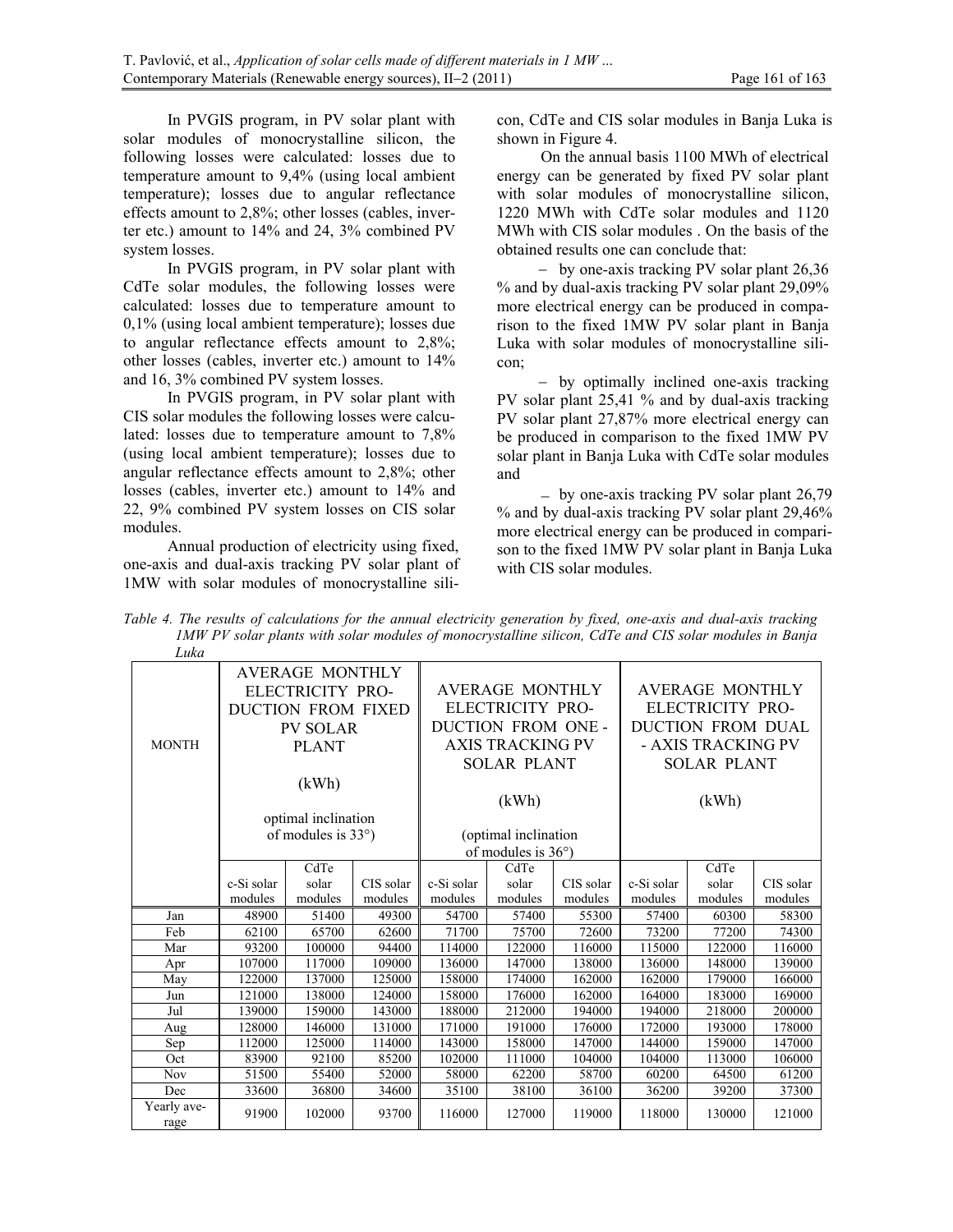In PVGIS program, in PV solar plant with solar modules of monocrystalline silicon, the following losses were calculated: losses due to temperature amount to 9,4% (using local ambient temperature); losses due to angular reflectance effects amount to 2,8%; other losses (cables, inverter etc.) amount to 14% and 24, 3% combined PV system losses.

In PVGIS program, in PV solar plant with CdTe solar modules, the following losses were calculated: losses due to temperature amount to 0,1% (using local ambient temperature); losses due to angular reflectance effects amount to 2,8%; other losses (cables, inverter etc.) amount to 14% and 16, 3% combined PV system losses.

In PVGIS program, in PV solar plant with CIS solar modules the following losses were calculated: losses due to temperature amount to 7,8% (using local ambient temperature); losses due to angular reflectance effects amount to 2,8%; other losses (cables, inverter etc.) amount to 14% and 22, 9% combined PV system losses on CIS solar modules.

Annual production of electricity using fixed, one-axis and dual-axis tracking PV solar plant of 1MW with solar modules of monocrystalline silicon, CdTe and CIS solar modules in Banja Luka is shown in Figure 4.

On the annual basis 1100 MWh of electrical energy can be generated by fixed PV solar plant with solar modules of monocrystalline silicon, 1220 MWh with CdTe solar modules and 1120 MWh with CIS solar modules . On the basis of the obtained results one can conclude that:

- by one-axis tracking PV solar plant 26,36 % and by dual-axis tracking PV solar plant 29,09% more electrical energy can be produced in comparison to the fixed 1MW PV solar plant in Banja Luka with solar modules of monocrystalline silicon;
- by optimally inclined one-axis tracking PV solar plant 25,41 % and by dual-axis tracking PV solar plant 27,87% more electrical energy can be produced in comparison to the fixed 1MW PV solar plant in Banja Luka with CdTe solar modules and
- by one-axis tracking PV solar plant 26,79 % and by dual-axis tracking PV solar plant 29,46% more electrical energy can be produced in comparison to the fixed 1MW PV solar plant in Banja Luka with CIS solar modules.

*Table 4. The results of calculations for the annual electricity generation by fixed, one-axis and dual-axis tracking 1MW PV solar plants with solar modules of monocrystalline silicon, CdTe and CIS solar modules in Banja Luka*

| MONTH | AVERAGE MONTHLY ELECTRICITY PRODUCTION FROM FIXED PV SOLAR PLANT (kWh) optimal inclination of modules is 33°) | | | AVERAGE MONTHLY ELECTRICITY PRODUCTION FROM ONE - AXIS TRACKING PV SOLAR PLANT (kWh) (optimal inclination of modules is 36°) | | | AVERAGE MONTHLY ELECTRICITY PRODUCTION FROM DUAL - AXIS TRACKING PV SOLAR PLANT (kWh) | | |
|---|---|---|---|---|---|---|---|---|---|
| | c-Si solar modules | CdTe solar modules | CIS solar modules | c-Si solar modules | CdTe solar modules | CIS solar modules | c-Si solar modules | CdTe solar modules | CIS solar modules |
| Jan | 48900 | 51400 | 49300 | 54700 | 57400 | 55300 | 57400 | 60300 | 58300 |
| Feb | 62100 | 65700 | 62600 | 71700 | 75700 | 72600 | 73200 | 77200 | 74300 |
| Mar | 93200 | 100000 | 94400 | 114000 | 122000 | 116000 | 115000 | 122000 | 116000 |
| Apr | 107000 | 117000 | 109000 | 136000 | 147000 | 138000 | 136000 | 148000 | 139000 |
| May | 122000 | 137000 | 125000 | 158000 | 174000 | 162000 | 162000 | 179000 | 166000 |
| Jun | 121000 | 138000 | 124000 | 158000 | 176000 | 162000 | 164000 | 183000 | 169000 |
| Jul | 139000 | 159000 | 143000 | 188000 | 212000 | 194000 | 194000 | 218000 | 200000 |
| Aug | 128000 | 146000 | 131000 | 171000 | 191000 | 176000 | 172000 | 193000 | 178000 |
| Sep | 112000 | 125000 | 114000 | 143000 | 158000 | 147000 | 144000 | 159000 | 147000 |
| Oct | 83900 | 92100 | 85200 | 102000 | 111000 | 104000 | 104000 | 113000 | 106000 |
| Nov | 51500 | 55400 | 52000 | 58000 | 62200 | 58700 | 60200 | 64500 | 61200 |
| Dec | 33600 | 36800 | 34600 | 35100 | 38100 | 36100 | 36200 | 39200 | 37300 |
| Yearly average | 91900 | 102000 | 93700 | 116000 | 127000 | 119000 | 118000 | 130000 | 121000 |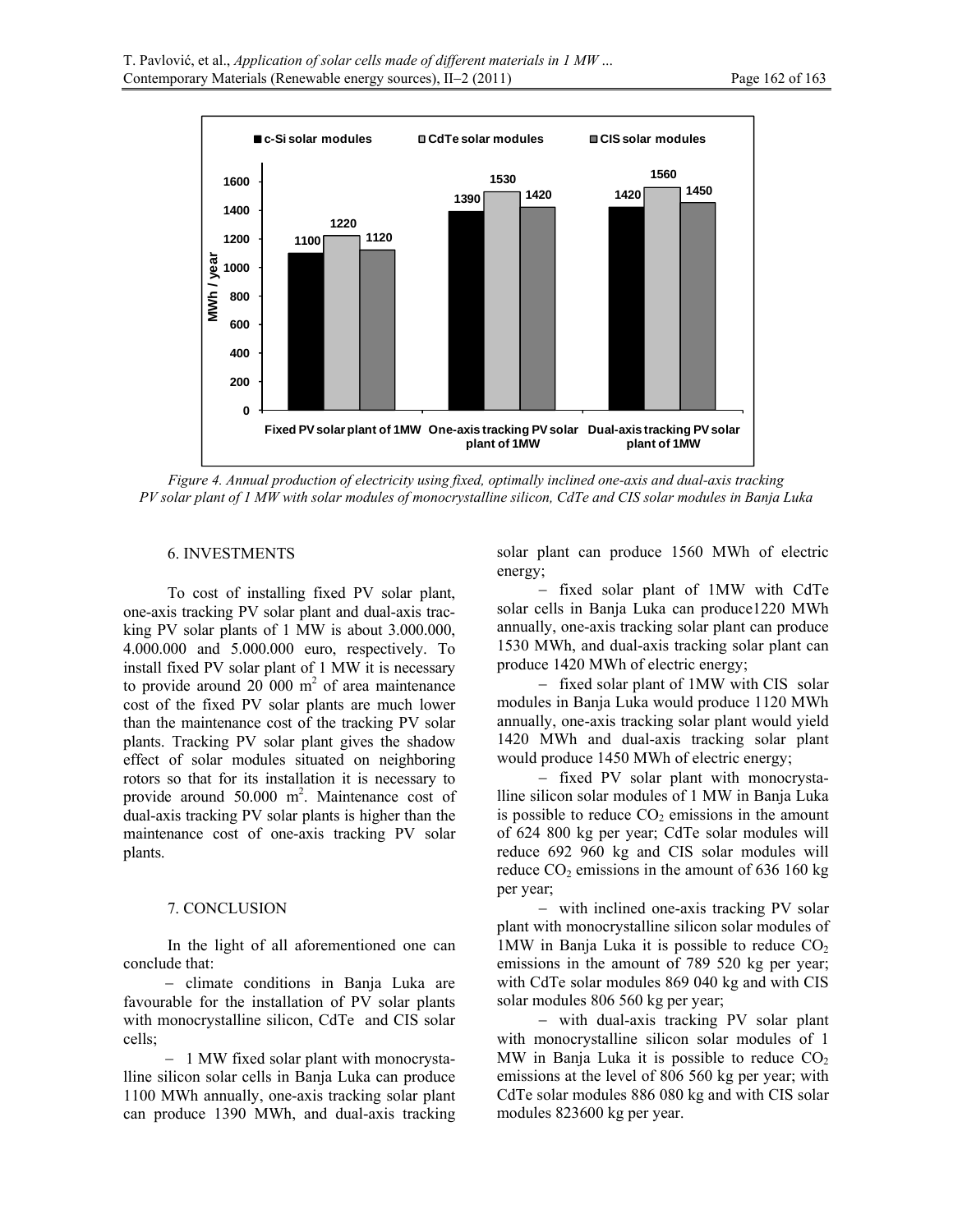Figure 4. *Annual production of electricity using fixed, optimally inclined one-axis and dual-axis tracking PV solar plant of 1 MW with solar modules of monocrystalline silicon, CdTe and CIS solar modules in Banja Luka*

## 6. INVESTMENTS

To cost of installing fixed PV solar plant, one-axis tracking PV solar plant and dual-axis tracking PV solar plants of 1 MW is about 3.000.000, 4.000.000 and 5.000.000 euro, respectively. To install fixed PV solar plant of 1 MW it is necessary to provide around 20 000 $m^2$ of area maintenance cost of the fixed PV solar plants are much lower than the maintenance cost of the tracking PV solar plants. Tracking PV solar plant gives the shadow effect of solar modules situated on neighboring rotors so that for its installation it is necessary to provide around 50.000 $m^2$. Maintenance cost of dual-axis tracking PV solar plants is higher than the maintenance cost of one-axis tracking PV solar plants.

## 7. CONCLUSION

In the light of all aforementioned one can conclude that:

- climate conditions in Banja Luka are favourable for the installation of PV solar plants with monocrystalline silicon, CdTe and CIS solar cells;
- 1 MW fixed solar plant with monocrystalline silicon solar cells in Banja Luka can produce 1100 MWh annually, one-axis tracking solar plant can produce 1390 MWh, and dual-axis tracking solar plant can produce 1560 MWh of electric energy;
- fixed solar plant of 1MW with CdTe solar cells in Banja Luka can produce1220 MWh annually, one-axis tracking solar plant can produce 1530 MWh, and dual-axis tracking solar plant can produce 1420 MWh of electric energy;
- fixed solar plant of 1MW with CIS solar modules in Banja Luka would produce 1120 MWh annually, one-axis tracking solar plant would yield 1420 MWh and dual-axis tracking solar plant would produce 1450 MWh of electric energy;
- fixed PV solar plant with monocrystalline silicon solar modules of 1 MW in Banja Luka is possible to reduce $CO_2$ emissions in the amount of 624 800 kg per year; CdTe solar modules will reduce 692 960 kg and CIS solar modules will reduce $CO_2$ emissions in the amount of 636 160 kg per year;
- with inclined one-axis tracking PV solar plant with monocrystalline silicon solar modules of 1MW in Banja Luka it is possible to reduce $CO_2$ emissions in the amount of 789 520 kg per year; with CdTe solar modules 869 040 kg and with CIS solar modules 806 560 kg per year;
- with dual-axis tracking PV solar plant with monocrystalline silicon solar modules of 1 MW in Banja Luka it is possible to reduce $CO_2$ emissions at the level of 806 560 kg per year; with CdTe solar modules 886 080 kg and with CIS solar modules 823600 kg per year.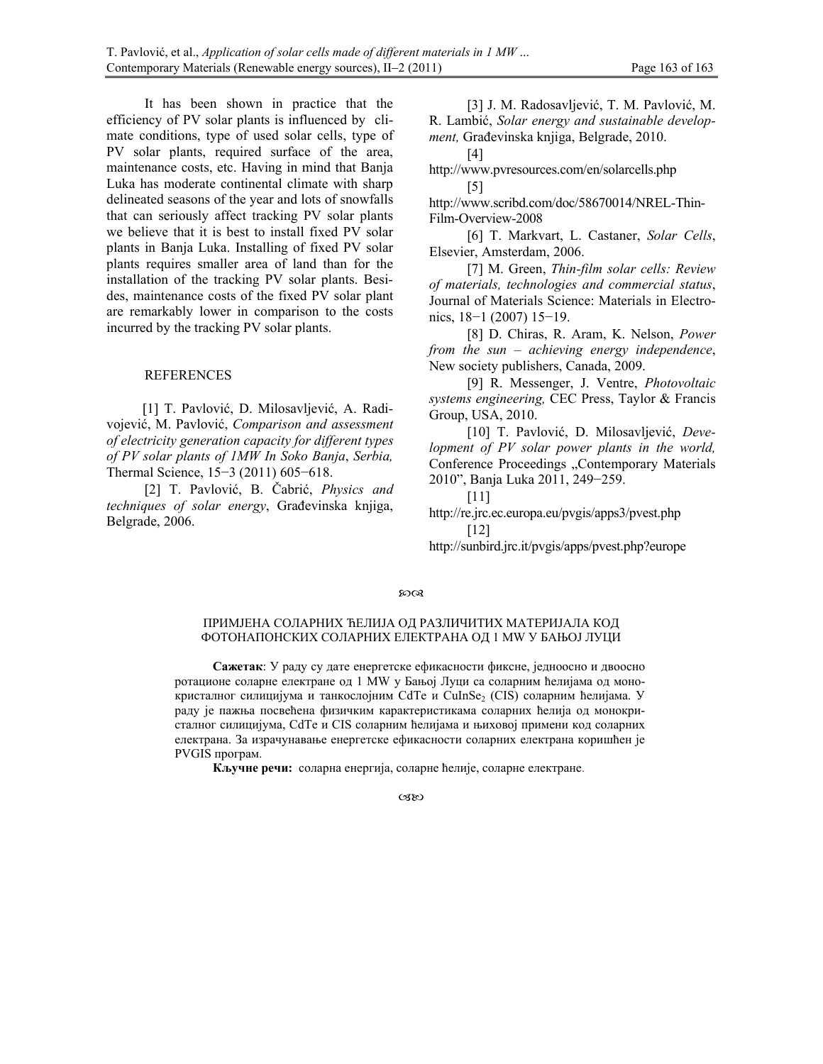It has been shown in practice that the efficiency of PV solar plants is influenced by climate conditions, type of used solar cells, type of PV solar plants, required surface of the area, maintenance costs, etc. Having in mind that Banja Luka has moderate continental climate with sharp delineated seasons of the year and lots of snowfalls that can seriously affect tracking PV solar plants we believe that it is best to install fixed PV solar plants in Banja Luka. Installing of fixed PV solar plants requires smaller area of land than for the installation of the tracking PV solar plants. Besides, maintenance costs of the fixed PV solar plant are remarkably lower in comparison to the costs incurred by the tracking PV solar plants.

## REFERENCES

[1] T. Pavlović, D. Milosavljević, A. Radivojević, M. Pavlović, *Comparison and assessment of electricity generation capacity for different types of PV solar plants of 1MW In Soko Banja*, *Serbia,* Thermal Science, 15−3 (2011) 605−618.

[2] T. Pavlović, B. Čabrić, *Physics and techniques of solar energy*, Građevinska knjiga, Belgrade, 2006.

[3] J. M. Radosavljević, T. M. Pavlović, M. R. Lambić, *Solar energy and sustainable development,* Građevinska knjiga, Belgrade, 2010.

[4] http://www.pvresources.com/en/solarcells.php

[5] http://www.scribd.com/doc/58670014/NREL-Thin-Film-Overview-2008

[6] T. Markvart, L. Castaner, *Solar Cells*, Elsevier, Amsterdam, 2006.

[7] M. Green, *Thin-film solar cells: Review of materials, technologies and commercial status*, Journal of Materials Science: Materials in Electronics, 18−1 (2007) 15−19.

[8] D. Chiras, R. Aram, K. Nelson, *Power from the sun – achieving energy independence*, New society publishers, Canada, 2009.

[9] R. Messenger, J. Ventre, *Photovoltaic systems engineering,* CEC Press, Taylor & Francis Group, USA, 2010.

[10] T. Pavlović, D. Milosavljević, *Development of PV solar power plants in the world,* Conference Proceedings „Contemporary Materials 2010", Banja Luka 2011, 249−259.

[11] http://re.jrc.ec.europa.eu/pvgis/apps3/pvest.php

[12] http://sunbird.jrc.it/pvgis/apps/pvest.php?europe

## ПРИМЈЕНА СОЛАРНИХ ЋЕЛИЈА ОД РАЗЛИЧИТИХ МАТЕРИЈАЛА КОД ФОТОНАПОНСКИХ СОЛАРНИХ ЕЛЕКТРАНА ОД 1 MW У БАЊОЈ ЛУЦИ

**Сажетак**: У раду су дате енергетске ефикасности фиксне, једноосно и двоосно ротационе соларне електране од 1 MW у Бањој Луци са соларним ћелијама од монокристалног силицијума и танкослојним CdTe и $CuInSe_2$ (CIS) соларним ћелијама. У раду је пажња посвећена физичким карактеристикама соларних ћелија од монокристалног силицијума, CdTe и CIS соларним ћелијама и њиховој примени код соларних електрана. За израчунавање енергетске ефикасности соларних електрана коришћен је PVGIS програм.

**Кључне речи:** соларна енергија, соларне ћелије, соларне електране.